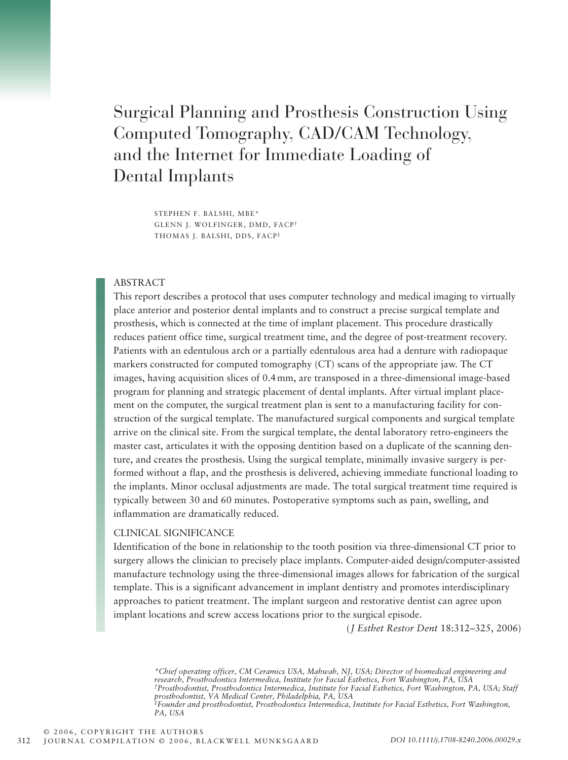# Surgical Planning and Prosthesis Construction Using Computed Tomography, CAD/CAM Technology, and the Internet for Immediate Loading of Dental Implants

STEPHEN F. BALSHI, MBE*
GLENN J. WOLFINGER, DMD, FACP†
THOMAS J. BALSHI, DDS, FACP‡

## ABSTRACT

This report describes a protocol that uses computer technology and medical imaging to virtually place anterior and posterior dental implants and to construct a precise surgical template and prosthesis, which is connected at the time of implant placement. This procedure drastically reduces patient office time, surgical treatment time, and the degree of post-treatment recovery. Patients with an edentulous arch or a partially edentulous area had a denture with radiopaque markers constructed for computed tomography (CT) scans of the appropriate jaw. The CT images, having acquisition slices of 0.4 mm, are transposed in a three-dimensional image-based program for planning and strategic placement of dental implants. After virtual implant placement on the computer, the surgical treatment plan is sent to a manufacturing facility for construction of the surgical template. The manufactured surgical components and surgical template arrive on the clinical site. From the surgical template, the dental laboratory retro-engineers the master cast, articulates it with the opposing dentition based on a duplicate of the scanning denture, and creates the prosthesis. Using the surgical template, minimally invasive surgery is performed without a flap, and the prosthesis is delivered, achieving immediate functional loading to the implants. Minor occlusal adjustments are made. The total surgical treatment time required is typically between 30 and 60 minutes. Postoperative symptoms such as pain, swelling, and inflammation are dramatically reduced.

## CLINICAL SIGNIFICANCE

Identification of the bone in relationship to the tooth position via three-dimensional CT prior to surgery allows the clinician to precisely place implants. Computer-aided design/computer-assisted manufacture technology using the three-dimensional images allows for fabrication of the surgical template. This is a significant advancement in implant dentistry and promotes interdisciplinary approaches to patient treatment. The implant surgeon and restorative dentist can agree upon implant locations and screw access locations prior to the surgical episode.

(*J Esthet Restor Dent* 18:312–325, 2006)

*Chief operating officer, CM Ceramics USA, Mahwah, NJ, USA; Director of biomedical engineering and research, Prosthodontics Intermedica, Institute for Facial Esthetics, Fort Washington, PA, USA
†Prosthodontist, Prosthodontics Intermedica, Institute for Facial Esthetics, Fort Washington, PA, USA; Staff prosthodontist, VA Medical Center, Philadelphia, PA, USA
‡Founder and prosthodontist, Prosthodontics Intermedica, Institute for Facial Esthetics, Fort Washington, PA, USA

© 2006, COPYRIGHT THE AUTHORS
JOURNAL COMPILATION © 2006, BLACKWELL MUNKSGAARD

DOI 10.1111/j.1708-8240.2006.00029.x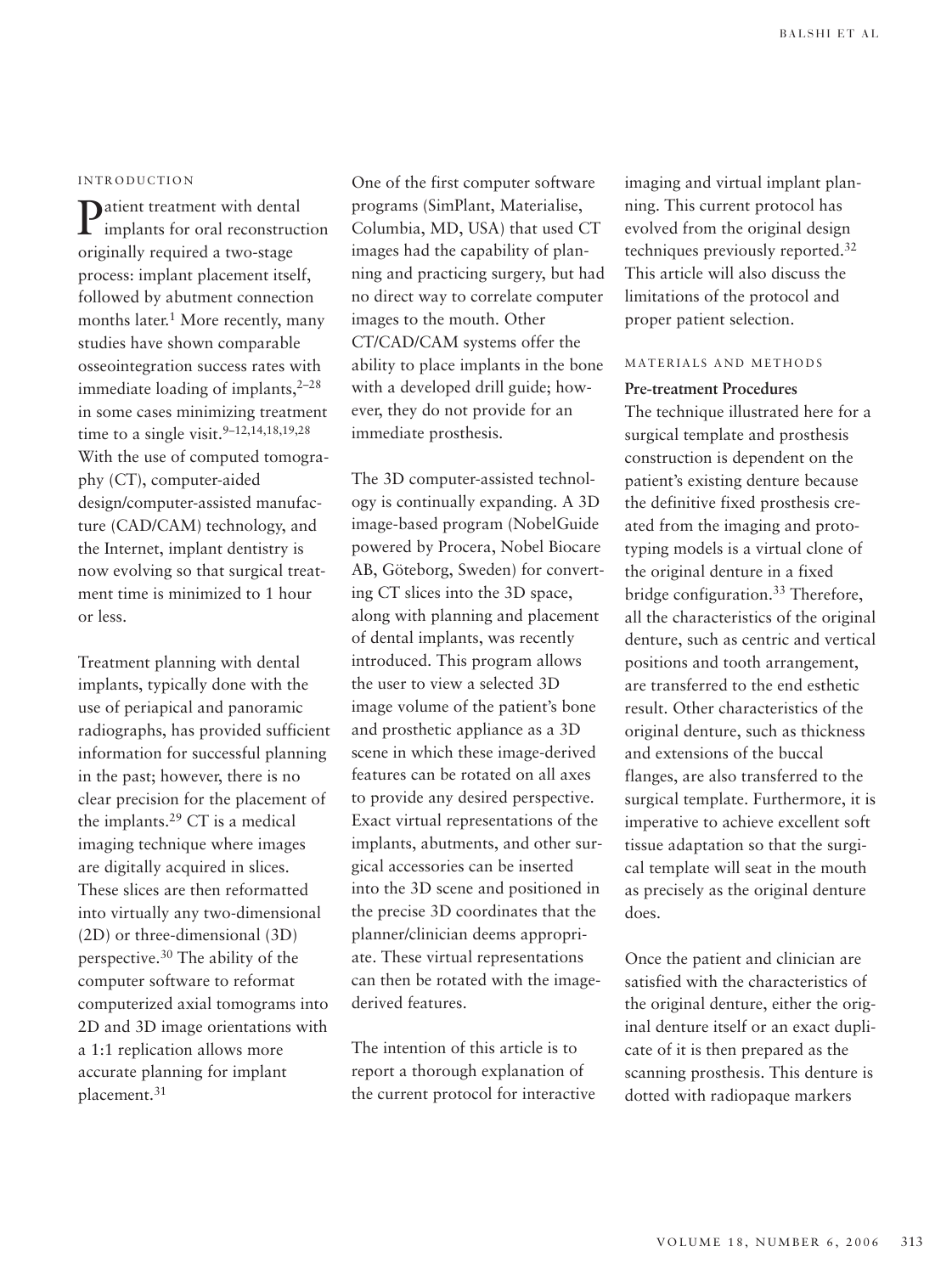## INTRODUCTION

Patient treatment with dental implants for oral reconstruction originally required a two-stage process: implant placement itself, followed by abutment connection months later.[1] More recently, many studies have shown comparable osseointegration success rates with immediate loading of implants,[2–28] in some cases minimizing treatment time to a single visit.[9–12,14,18,19,28] With the use of computed tomography (CT), computer-aided design/computer-assisted manufacture (CAD/CAM) technology, and the Internet, implant dentistry is now evolving so that surgical treatment time is minimized to 1 hour or less.

Treatment planning with dental implants, typically done with the use of periapical and panoramic radiographs, has provided sufficient information for successful planning in the past; however, there is no clear precision for the placement of the implants.[29] CT is a medical imaging technique where images are digitally acquired in slices. These slices are then reformatted into virtually any two-dimensional (2D) or three-dimensional (3D) perspective.[30] The ability of the computer software to reformat computerized axial tomograms into 2D and 3D image orientations with a 1:1 replication allows more accurate planning for implant placement.[31]

One of the first computer software programs (SimPlant, Materialise, Columbia, MD, USA) that used CT images had the capability of planning and practicing surgery, but had no direct way to correlate computer images to the mouth. Other CT/CAD/CAM systems offer the ability to place implants in the bone with a developed drill guide; however, they do not provide for an immediate prosthesis.

The 3D computer-assisted technology is continually expanding. A 3D image-based program (NobelGuide powered by Procera, Nobel Biocare AB, Göteborg, Sweden) for converting CT slices into the 3D space, along with planning and placement of dental implants, was recently introduced. This program allows the user to view a selected 3D image volume of the patient's bone and prosthetic appliance as a 3D scene in which these image-derived features can be rotated on all axes to provide any desired perspective. Exact virtual representations of the implants, abutments, and other surgical accessories can be inserted into the 3D scene and positioned in the precise 3D coordinates that the planner/clinician deems appropriate. These virtual representations can then be rotated with the image-derived features.

The intention of this article is to report a thorough explanation of the current protocol for interactive imaging and virtual implant planning. This current protocol has evolved from the original design techniques previously reported.[32] This article will also discuss the limitations of the protocol and proper patient selection.

## MATERIALS AND METHODS

### Pre-treatment Procedures

The technique illustrated here for a surgical template and prosthesis construction is dependent on the patient's existing denture because the definitive fixed prosthesis created from the imaging and prototyping models is a virtual clone of the original denture in a fixed bridge configuration.[33] Therefore, all the characteristics of the original denture, such as centric and vertical positions and tooth arrangement, are transferred to the end esthetic result. Other characteristics of the original denture, such as thickness and extensions of the buccal flanges, are also transferred to the surgical template. Furthermore, it is imperative to achieve excellent soft tissue adaptation so that the surgical template will seat in the mouth as precisely as the original denture does.

Once the patient and clinician are satisfied with the characteristics of the original denture, either the original denture itself or an exact duplicate of it is then prepared as the scanning prosthesis. This denture is dotted with radiopaque markers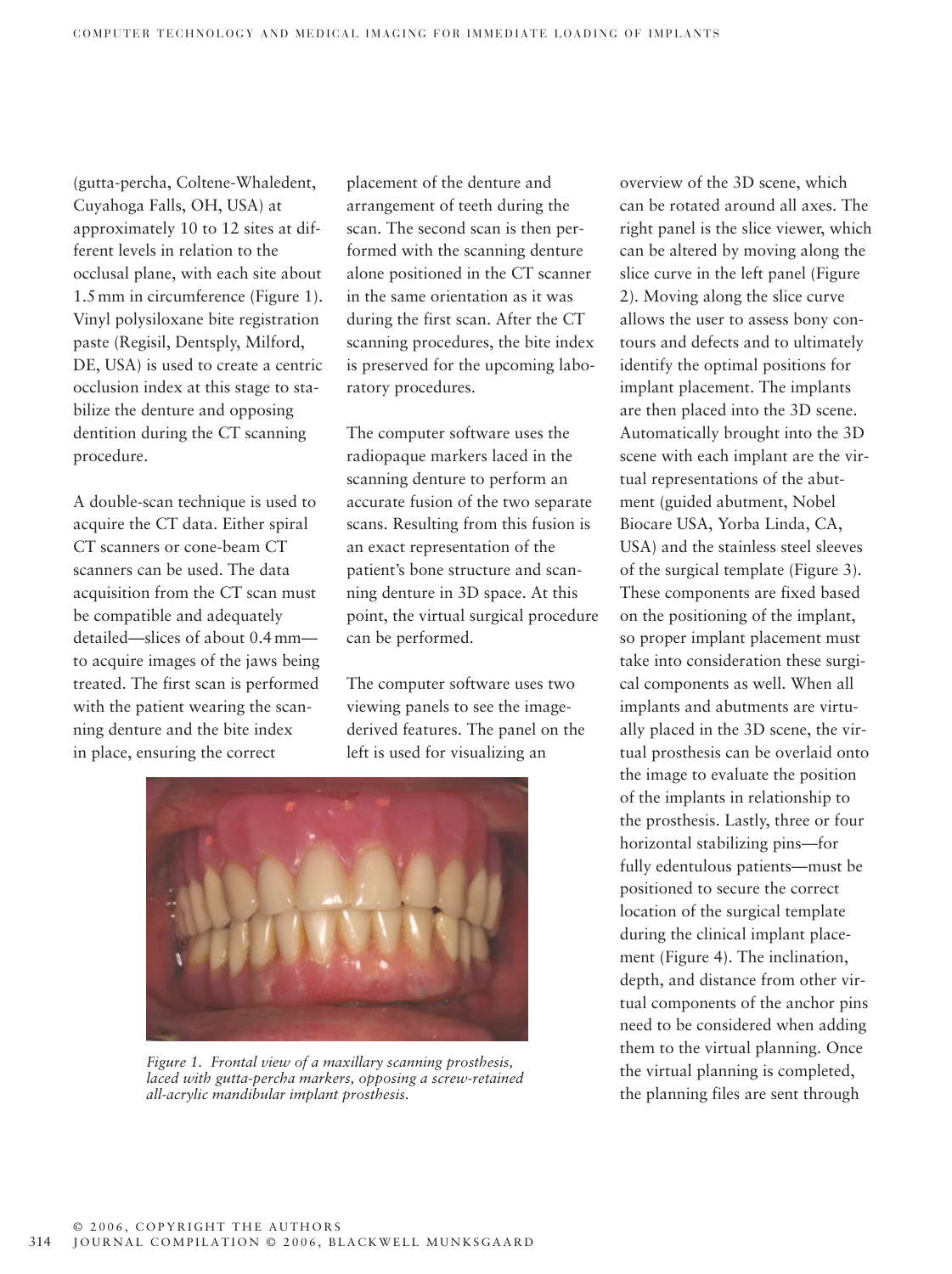(gutta-percha, Coltene-Whaledent, Cuyahoga Falls, OH, USA) at approximately 10 to 12 sites at different levels in relation to the occlusal plane, with each site about 1.5 mm in circumference (Figure 1). Vinyl polysiloxane bite registration paste (Regisil, Dentsply, Milford, DE, USA) is used to create a centric occlusion index at this stage to stabilize the denture and opposing dentition during the CT scanning procedure.

A double-scan technique is used to acquire the CT data. Either spiral CT scanners or cone-beam CT scanners can be used. The data acquisition from the CT scan must be compatible and adequately detailed—slices of about 0.4 mm—to acquire images of the jaws being treated. The first scan is performed with the patient wearing the scanning denture and the bite index in place, ensuring the correct placement of the denture and arrangement of teeth during the scan. The second scan is then performed with the scanning denture alone positioned in the CT scanner in the same orientation as it was during the first scan. After the CT scanning procedures, the bite index is preserved for the upcoming laboratory procedures.

The computer software uses the radiopaque markers laced in the scanning denture to perform an accurate fusion of the two separate scans. Resulting from this fusion is an exact representation of the patient's bone structure and scanning denture in 3D space. At this point, the virtual surgical procedure can be performed.

The computer software uses two viewing panels to see the image-derived features. The panel on the left is used for visualizing an overview of the 3D scene, which can be rotated around all axes. The right panel is the slice viewer, which can be altered by moving along the slice curve in the left panel (Figure 2). Moving along the slice curve allows the user to assess bony contours and defects and to ultimately identify the optimal positions for implant placement. The implants are then placed into the 3D scene. Automatically brought into the 3D scene with each implant are the virtual representations of the abutment (guided abutment, Nobel Biocare USA, Yorba Linda, CA, USA) and the stainless steel sleeves of the surgical template (Figure 3). These components are fixed based on the positioning of the implant, so proper implant placement must take into consideration these surgical components as well. When all implants and abutments are virtually placed in the 3D scene, the virtual prosthesis can be overlaid onto the image to evaluate the position of the implants in relationship to the prosthesis. Lastly, three or four horizontal stabilizing pins—for fully edentulous patients—must be positioned to secure the correct location of the surgical template during the clinical implant placement (Figure 4). The inclination, depth, and distance from other virtual components of the anchor pins need to be considered when adding them to the virtual planning. Once the virtual planning is completed, the planning files are sent through

*Figure 1. Frontal view of a maxillary scanning prosthesis, laced with gutta-percha markers, opposing a screw-retained all-acrylic mandibular implant prosthesis.*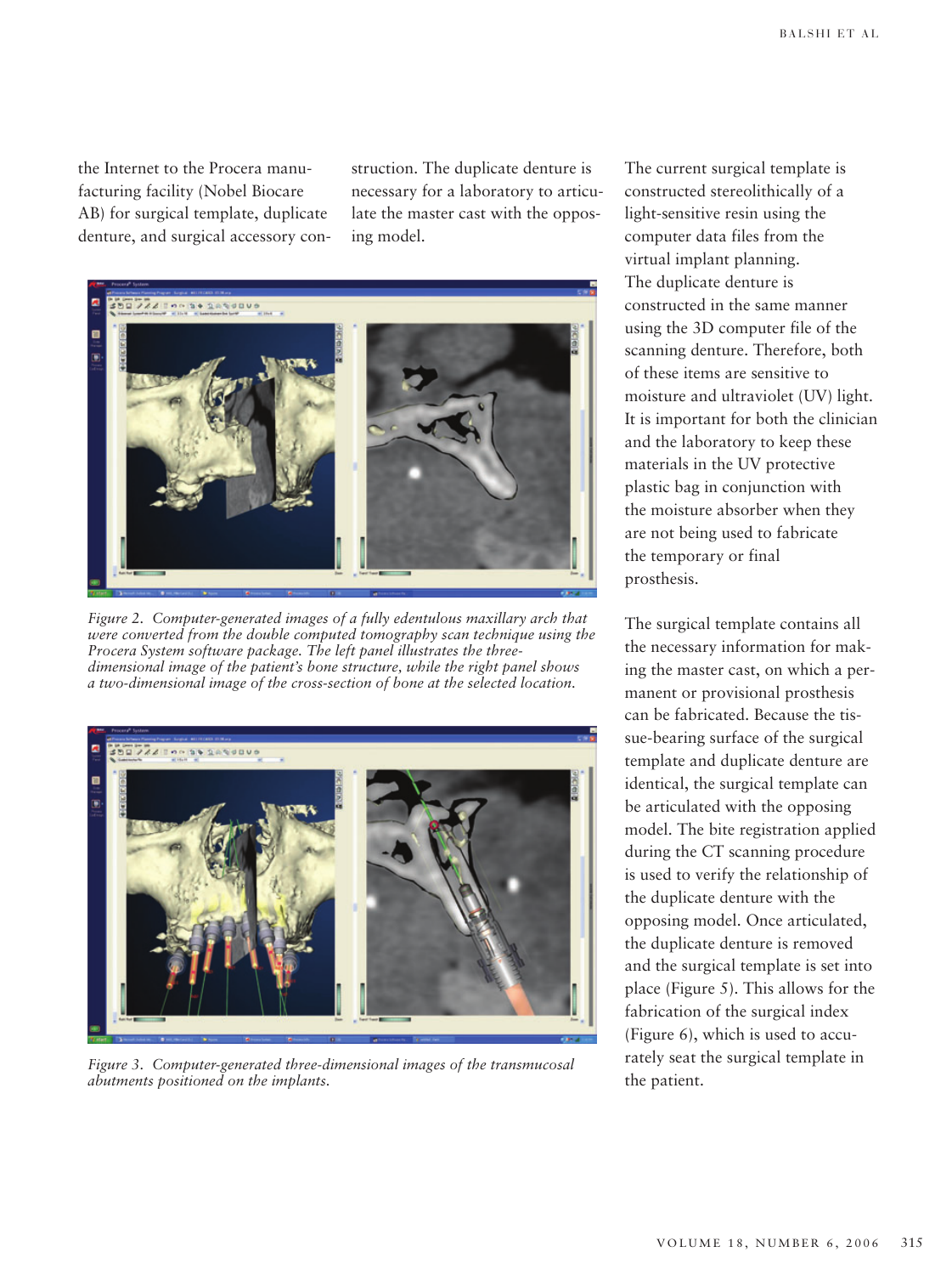the Internet to the Procera manufacturing facility (Nobel Biocare AB) for surgical template, duplicate denture, and surgical accessory construction. The duplicate denture is necessary for a laboratory to articulate the master cast with the opposing model.

*Figure 2. Computer-generated images of a fully edentulous maxillary arch that were converted from the double computed tomography scan technique using the Procera System software package. The left panel illustrates the three-dimensional image of the patient's bone structure, while the right panel shows a two-dimensional image of the cross-section of bone at the selected location.*

*Figure 3. Computer-generated three-dimensional images of the transmucosal abutments positioned on the implants.*

The current surgical template is constructed stereolithically of a light-sensitive resin using the computer data files from the virtual implant planning. The duplicate denture is constructed in the same manner using the 3D computer file of the scanning denture. Therefore, both of these items are sensitive to moisture and ultraviolet (UV) light. It is important for both the clinician and the laboratory to keep these materials in the UV protective plastic bag in conjunction with the moisture absorber when they are not being used to fabricate the temporary or final prosthesis.

The surgical template contains all the necessary information for making the master cast, on which a permanent or provisional prosthesis can be fabricated. Because the tissue-bearing surface of the surgical template and duplicate denture are identical, the surgical template can be articulated with the opposing model. The bite registration applied during the CT scanning procedure is used to verify the relationship of the duplicate denture with the opposing model. Once articulated, the duplicate denture is removed and the surgical template is set into place (Figure 5). This allows for the fabrication of the surgical index (Figure 6), which is used to accurately seat the surgical template in the patient.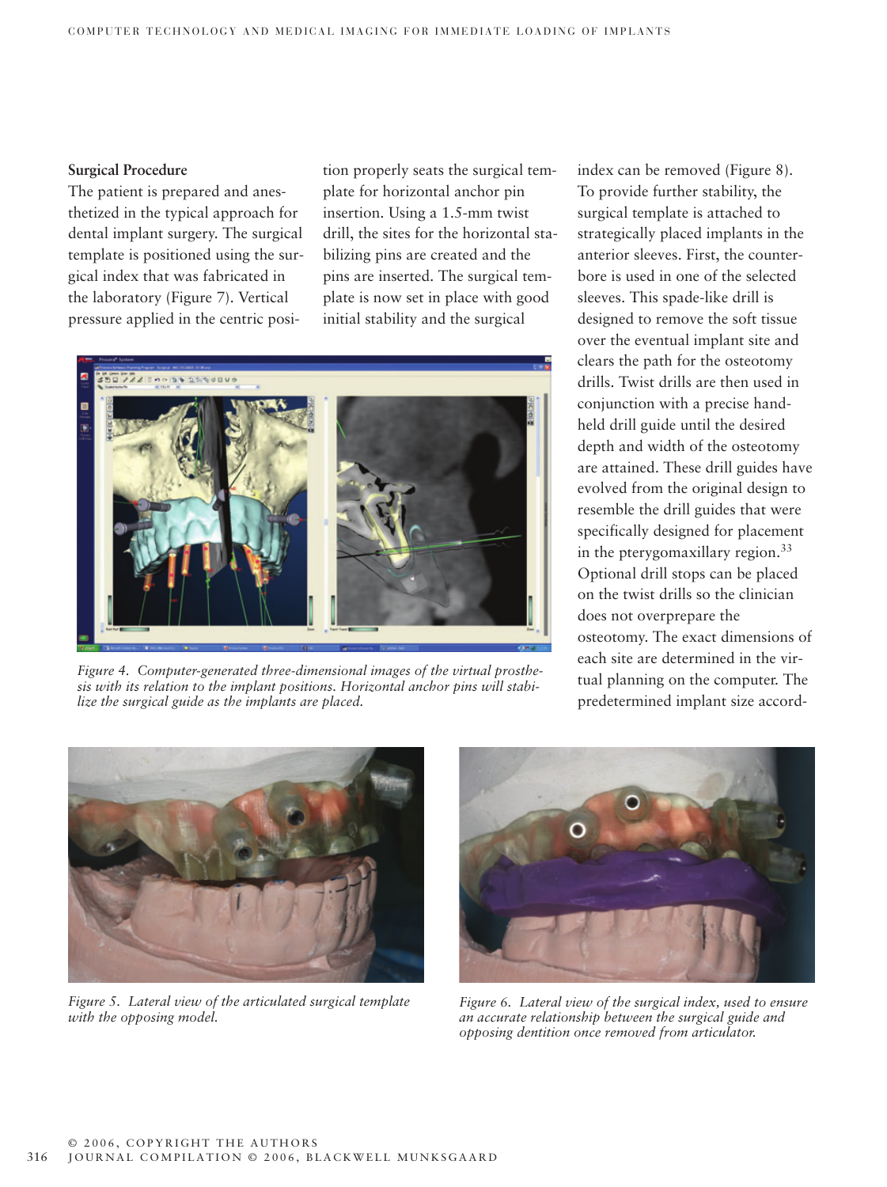### Surgical Procedure

The patient is prepared and anesthetized in the typical approach for dental implant surgery. The surgical template is positioned using the surgical index that was fabricated in the laboratory (Figure 7). Vertical pressure applied in the centric position properly seats the surgical template for horizontal anchor pin insertion. Using a 1.5-mm twist drill, the sites for the horizontal stabilizing pins are created and the pins are inserted. The surgical template is now set in place with good initial stability and the surgical index can be removed (Figure 8). To provide further stability, the surgical template is attached to strategically placed implants in the anterior sleeves. First, the counterbore is used in one of the selected sleeves. This spade-like drill is designed to remove the soft tissue over the eventual implant site and clears the path for the osteotomy drills. Twist drills are then used in conjunction with a precise handheld drill guide until the desired depth and width of the osteotomy are attained. These drill guides have evolved from the original design to resemble the drill guides that were specifically designed for placement in the pterygomaxillary region.[33] Optional drill stops can be placed on the twist drills so the clinician does not overprepare the osteotomy. The exact dimensions of each site are determined in the virtual planning on the computer. The predetermined implant size accord-

*Figure 4. Computer-generated three-dimensional images of the virtual prosthesis with its relation to the implant positions. Horizontal anchor pins will stabilize the surgical guide as the implants are placed.*

*Figure 5. Lateral view of the articulated surgical template with the opposing model.*

*Figure 6. Lateral view of the surgical index, used to ensure an accurate relationship between the surgical guide and opposing dentition once removed from articulator.*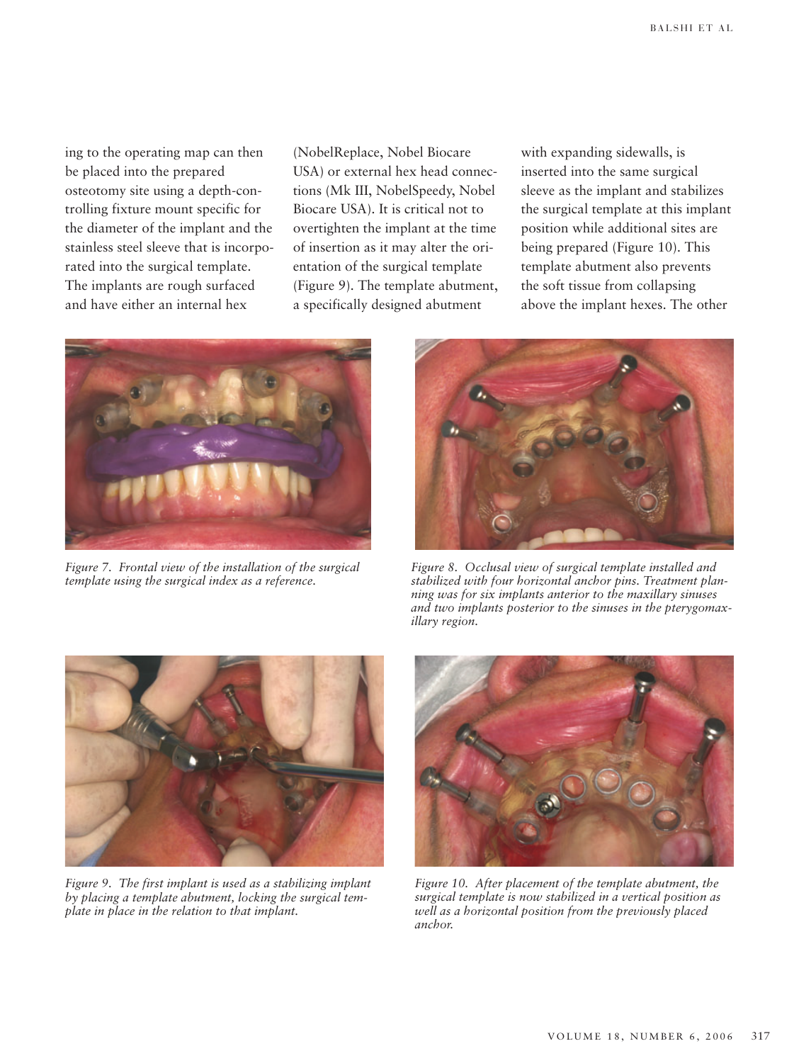ing to the operating map can then be placed into the prepared osteotomy site using a depth-controlling fixture mount specific for the diameter of the implant and the stainless steel sleeve that is incorporated into the surgical template. The implants are rough surfaced and have either an internal hex (NobelReplace, Nobel Biocare USA) or external hex head connections (Mk III, NobelSpeedy, Nobel Biocare USA). It is critical not to overtighten the implant at the time of insertion as it may alter the orientation of the surgical template (Figure 9). The template abutment, a specifically designed abutment with expanding sidewalls, is inserted into the same surgical sleeve as the implant and stabilizes the surgical template at this implant position while additional sites are being prepared (Figure 10). This template abutment also prevents the soft tissue from collapsing above the implant hexes. The other

*Figure 7. Frontal view of the installation of the surgical template using the surgical index as a reference.*

*Figure 8. Occlusal view of surgical template installed and stabilized with four horizontal anchor pins. Treatment planning was for six implants anterior to the maxillary sinuses and two implants posterior to the sinuses in the pterygomaxillary region.*

*Figure 9. The first implant is used as a stabilizing implant by placing a template abutment, locking the surgical template in place in the relation to that implant.*

*Figure 10. After placement of the template abutment, the surgical template is now stabilized in a vertical position as well as a horizontal position from the previously placed anchor.*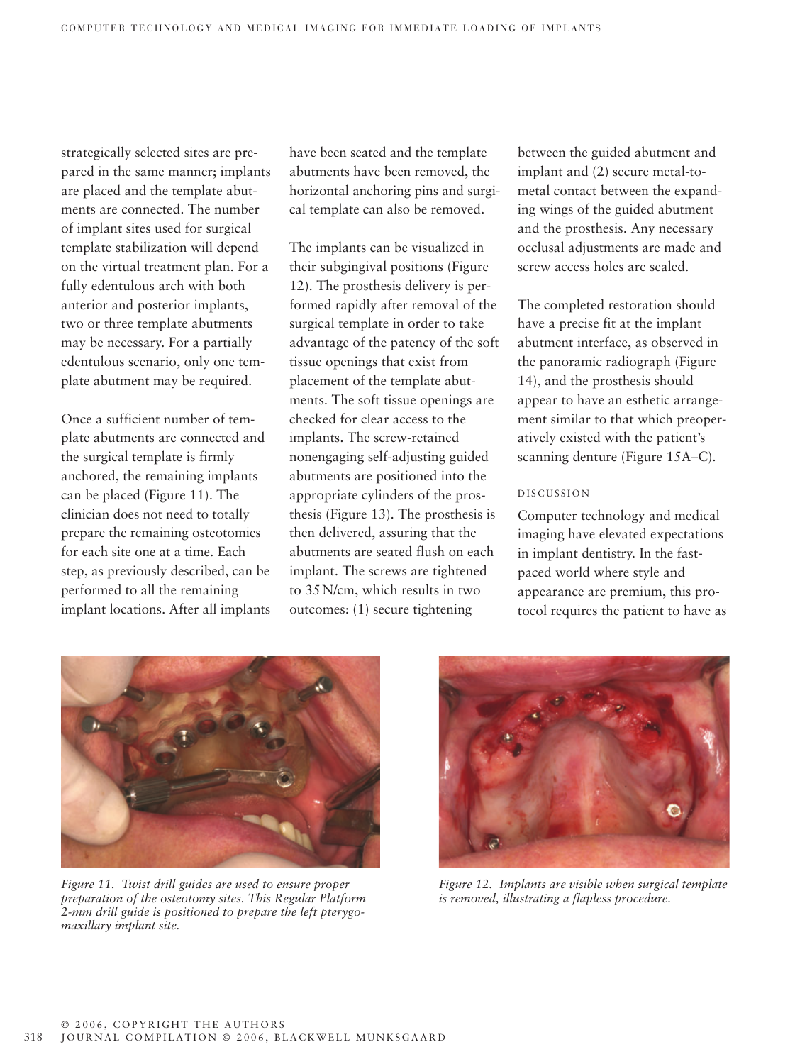strategically selected sites are prepared in the same manner; implants are placed and the template abutments are connected. The number of implant sites used for surgical template stabilization will depend on the virtual treatment plan. For a fully edentulous arch with both anterior and posterior implants, two or three template abutments may be necessary. For a partially edentulous scenario, only one template abutment may be required.

Once a sufficient number of template abutments are connected and the surgical template is firmly anchored, the remaining implants can be placed (Figure 11). The clinician does not need to totally prepare the remaining osteotomies for each site one at a time. Each step, as previously described, can be performed to all the remaining implant locations. After all implants have been seated and the template abutments have been removed, the horizontal anchoring pins and surgical template can also be removed.

The implants can be visualized in their subgingival positions (Figure 12). The prosthesis delivery is performed rapidly after removal of the surgical template in order to take advantage of the patency of the soft tissue openings that exist from placement of the template abutments. The soft tissue openings are checked for clear access to the implants. The screw-retained nonengaging self-adjusting guided abutments are positioned into the appropriate cylinders of the prosthesis (Figure 13). The prosthesis is then delivered, assuring that the abutments are seated flush on each implant. The screws are tightened to 35 N/cm, which results in two outcomes: (1) secure tightening between the guided abutment and implant and (2) secure metal-to-metal contact between the expanding wings of the guided abutment and the prosthesis. Any necessary occlusal adjustments are made and screw access holes are sealed.

The completed restoration should have a precise fit at the implant abutment interface, as observed in the panoramic radiograph (Figure 14), and the prosthesis should appear to have an esthetic arrangement similar to that which preoperatively existed with the patient's scanning denture (Figure 15A–C).

## DISCUSSION

Computer technology and medical imaging have elevated expectations in implant dentistry. In the fast-paced world where style and appearance are premium, this protocol requires the patient to have as

*Figure 11. Twist drill guides are used to ensure proper preparation of the osteotomy sites. This Regular Platform 2-mm drill guide is positioned to prepare the left pterygomaxillary implant site.*

*Figure 12. Implants are visible when surgical template is removed, illustrating a flapless procedure.*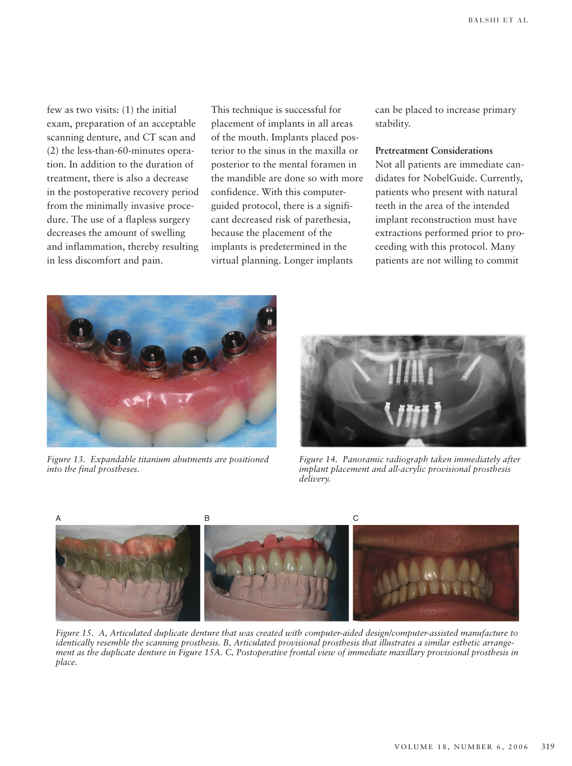few as two visits: (1) the initial exam, preparation of an acceptable scanning denture, and CT scan and (2) the less-than-60-minutes operation. In addition to the duration of treatment, there is also a decrease in the postoperative recovery period from the minimally invasive procedure. The use of a flapless surgery decreases the amount of swelling and inflammation, thereby resulting in less discomfort and pain.

This technique is successful for placement of implants in all areas of the mouth. Implants placed posterior to the sinus in the maxilla or posterior to the mental foramen in the mandible are done so with more confidence. With this computer-guided protocol, there is a significant decreased risk of parethesia, because the placement of the implants is predetermined in the virtual planning. Longer implants can be placed to increase primary stability.

**Pretreatment Considerations**

Not all patients are immediate candidates for NobelGuide. Currently, patients who present with natural teeth in the area of the intended implant reconstruction must have extractions performed prior to proceeding with this protocol. Many patients are not willing to commit

*Figure 13. Expandable titanium abutments are positioned into the final prostheses.*

*Figure 14. Panoramic radiograph taken immediately after implant placement and all-acrylic provisional prosthesis delivery.*

*Figure 15. A, Articulated duplicate denture that was created with computer-aided design/computer-assisted manufacture to identically resemble the scanning prosthesis. B, Articulated provisional prosthesis that illustrates a similar esthetic arrangement as the duplicate denture in Figure 15A. C, Postoperative frontal view of immediate maxillary provisional prosthesis in place.*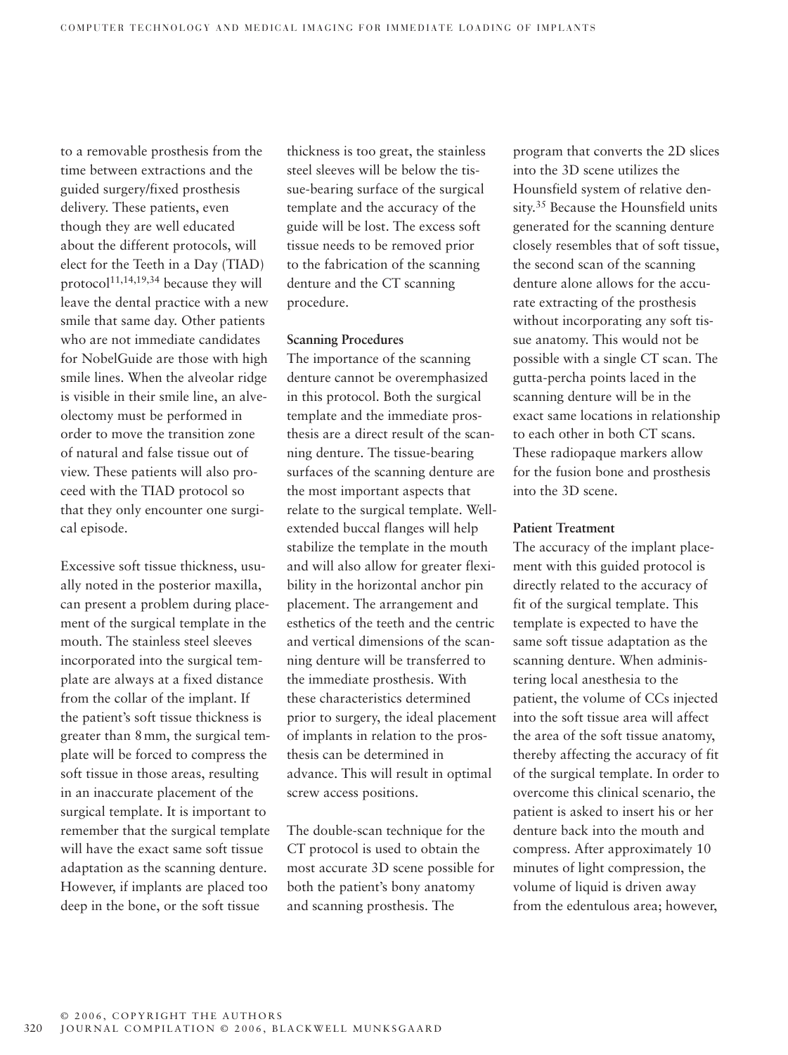to a removable prosthesis from the time between extractions and the guided surgery/fixed prosthesis delivery. These patients, even though they are well educated about the different protocols, will elect for the Teeth in a Day (TIAD) protocol[11,14,19,34] because they will leave the dental practice with a new smile that same day. Other patients who are not immediate candidates for NobelGuide are those with high smile lines. When the alveolar ridge is visible in their smile line, an alveolectomy must be performed in order to move the transition zone of natural and false tissue out of view. These patients will also proceed with the TIAD protocol so that they only encounter one surgical episode.

Excessive soft tissue thickness, usually noted in the posterior maxilla, can present a problem during placement of the surgical template in the mouth. The stainless steel sleeves incorporated into the surgical template are always at a fixed distance from the collar of the implant. If the patient's soft tissue thickness is greater than 8 mm, the surgical template will be forced to compress the soft tissue in those areas, resulting in an inaccurate placement of the surgical template. It is important to remember that the surgical template will have the exact same soft tissue adaptation as the scanning denture. However, if implants are placed too deep in the bone, or the soft tissue thickness is too great, the stainless steel sleeves will be below the tissue-bearing surface of the surgical template and the accuracy of the guide will be lost. The excess soft tissue needs to be removed prior to the fabrication of the scanning denture and the CT scanning procedure.

**Scanning Procedures**

The importance of the scanning denture cannot be overemphasized in this protocol. Both the surgical template and the immediate prosthesis are a direct result of the scanning denture. The tissue-bearing surfaces of the scanning denture are the most important aspects that relate to the surgical template. Well-extended buccal flanges will help stabilize the template in the mouth and will also allow for greater flexibility in the horizontal anchor pin placement. The arrangement and esthetics of the teeth and the centric and vertical dimensions of the scanning denture will be transferred to the immediate prosthesis. With these characteristics determined prior to surgery, the ideal placement of implants in relation to the prosthesis can be determined in advance. This will result in optimal screw access positions.

The double-scan technique for the CT protocol is used to obtain the most accurate 3D scene possible for both the patient's bony anatomy and scanning prosthesis. The program that converts the 2D slices into the 3D scene utilizes the Hounsfield system of relative density.[35] Because the Hounsfield units generated for the scanning denture closely resembles that of soft tissue, the second scan of the scanning denture alone allows for the accurate extracting of the prosthesis without incorporating any soft tissue anatomy. This would not be possible with a single CT scan. The gutta-percha points laced in the scanning denture will be in the exact same locations in relationship to each other in both CT scans. These radiopaque markers allow for the fusion bone and prosthesis into the 3D scene.

**Patient Treatment**

The accuracy of the implant placement with this guided protocol is directly related to the accuracy of fit of the surgical template. This template is expected to have the same soft tissue adaptation as the scanning denture. When administering local anesthesia to the patient, the volume of CCs injected into the soft tissue area will affect the area of the soft tissue anatomy, thereby affecting the accuracy of fit of the surgical template. In order to overcome this clinical scenario, the patient is asked to insert his or her denture back into the mouth and compress. After approximately 10 minutes of light compression, the volume of liquid is driven away from the edentulous area; however,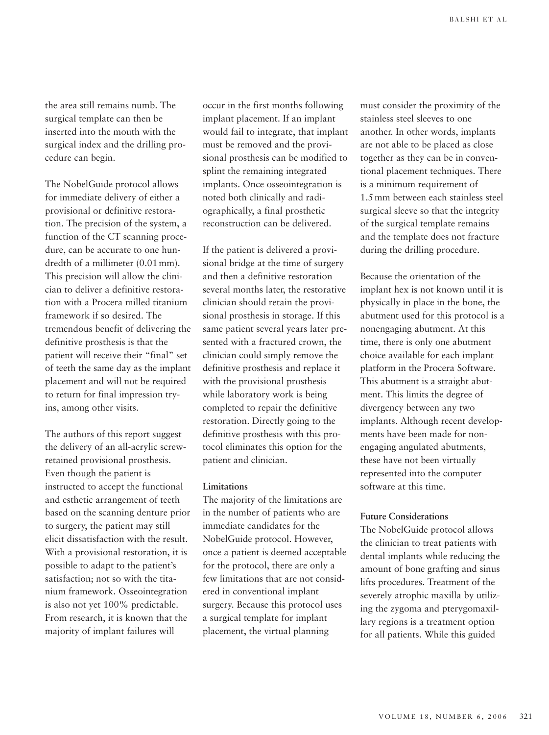the area still remains numb. The surgical template can then be inserted into the mouth with the surgical index and the drilling procedure can begin.

The NobelGuide protocol allows for immediate delivery of either a provisional or definitive restoration. The precision of the system, a function of the CT scanning procedure, can be accurate to one hundredth of a millimeter (0.01 mm). This precision will allow the clinician to deliver a definitive restoration with a Procera milled titanium framework if so desired. The tremendous benefit of delivering the definitive prosthesis is that the patient will receive their "final" set of teeth the same day as the implant placement and will not be required to return for final impression try-ins, among other visits.

The authors of this report suggest the delivery of an all-acrylic screw-retained provisional prosthesis. Even though the patient is instructed to accept the functional and esthetic arrangement of teeth based on the scanning denture prior to surgery, the patient may still elicit dissatisfaction with the result. With a provisional restoration, it is possible to adapt to the patient's satisfaction; not so with the titanium framework. Osseointegration is also not yet 100% predictable. From research, it is known that the majority of implant failures will occur in the first months following implant placement. If an implant would fail to integrate, that implant must be removed and the provisional prosthesis can be modified to splint the remaining integrated implants. Once osseointegration is noted both clinically and radiographically, a final prosthetic reconstruction can be delivered.

If the patient is delivered a provisional bridge at the time of surgery and then a definitive restoration several months later, the restorative clinician should retain the provisional prosthesis in storage. If this same patient several years later presented with a fractured crown, the clinician could simply remove the definitive prosthesis and replace it with the provisional prosthesis while laboratory work is being completed to repair the definitive restoration. Directly going to the definitive prosthesis with this protocol eliminates this option for the patient and clinician.

### Limitations

The majority of the limitations are in the number of patients who are immediate candidates for the NobelGuide protocol. However, once a patient is deemed acceptable for the protocol, there are only a few limitations that are not considered in conventional implant surgery. Because this protocol uses a surgical template for implant placement, the virtual planning must consider the proximity of the stainless steel sleeves to one another. In other words, implants are not able to be placed as close together as they can be in conventional placement techniques. There is a minimum requirement of 1.5 mm between each stainless steel surgical sleeve so that the integrity of the surgical template remains and the template does not fracture during the drilling procedure.

Because the orientation of the implant hex is not known until it is physically in place in the bone, the abutment used for this protocol is a nonengaging abutment. At this time, there is only one abutment choice available for each implant platform in the Procera Software. This abutment is a straight abutment. This limits the degree of divergency between any two implants. Although recent developments have been made for nonengaging angulated abutments, these have not been virtually represented into the computer software at this time.

### Future Considerations

The NobelGuide protocol allows the clinician to treat patients with dental implants while reducing the amount of bone grafting and sinus lifts procedures. Treatment of the severely atrophic maxilla by utilizing the zygoma and pterygomaxillary regions is a treatment option for all patients. While this guided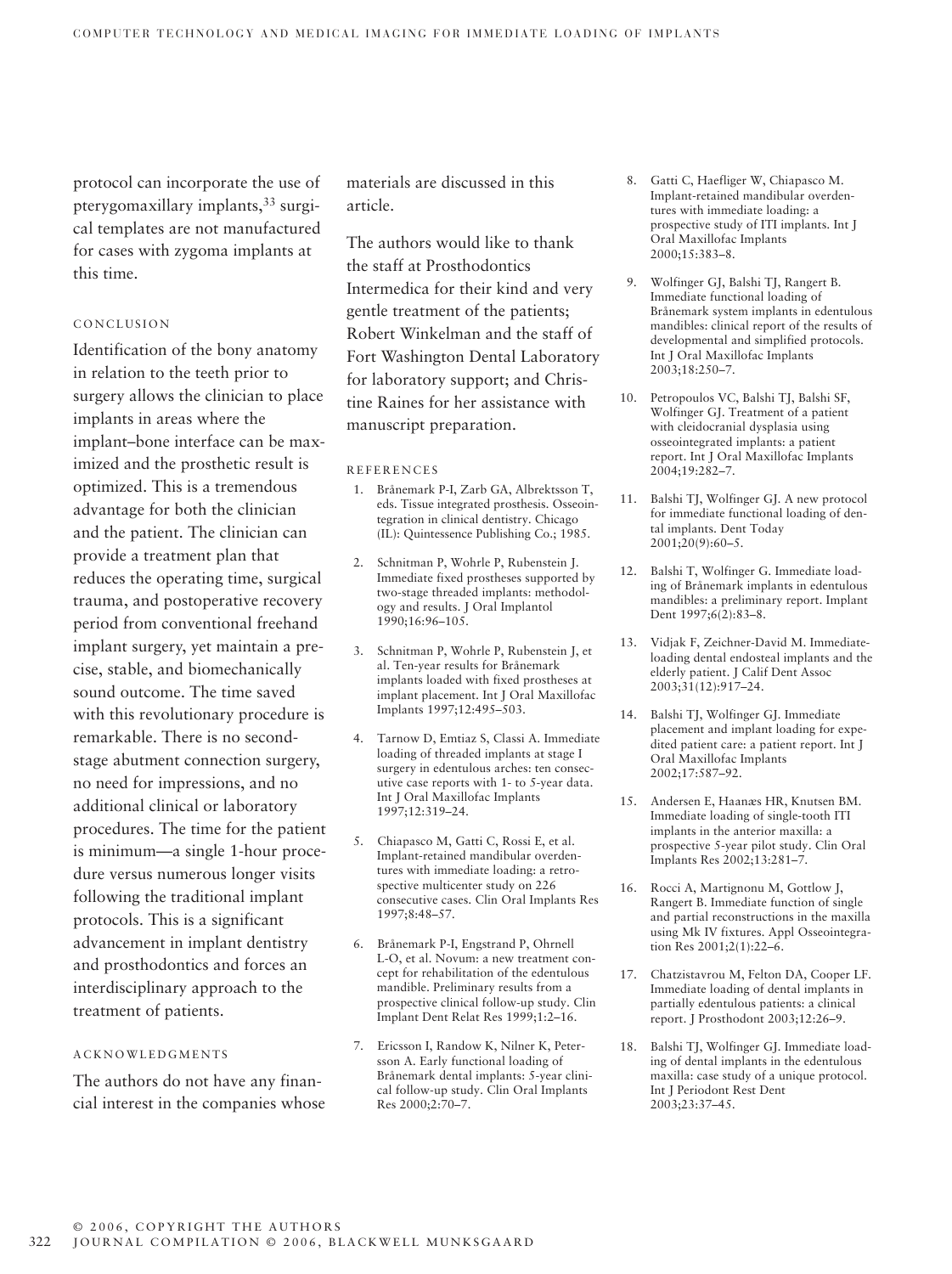protocol can incorporate the use of pterygomaxillary implants,[33] surgical templates are not manufactured for cases with zygoma implants at this time.

## CONCLUSION

Identification of the bony anatomy in relation to the teeth prior to surgery allows the clinician to place implants in areas where the implant–bone interface can be maximized and the prosthetic result is optimized. This is a tremendous advantage for both the clinician and the patient. The clinician can provide a treatment plan that reduces the operating time, surgical trauma, and postoperative recovery period from conventional freehand implant surgery, yet maintain a precise, stable, and biomechanically sound outcome. The time saved with this revolutionary procedure is remarkable. There is no second-stage abutment connection surgery, no need for impressions, and no additional clinical or laboratory procedures. The time for the patient is minimum—a single 1-hour procedure versus numerous longer visits following the traditional implant protocols. This is a significant advancement in implant dentistry and prosthodontics and forces an interdisciplinary approach to the treatment of patients.

## ACKNOWLEDGMENTS

The authors do not have any financial interest in the companies whose materials are discussed in this article.

The authors would like to thank the staff at Prosthodontics Intermedica for their kind and very gentle treatment of the patients; Robert Winkelman and the staff of Fort Washington Dental Laboratory for laboratory support; and Christine Raines for her assistance with manuscript preparation.

## REFERENCES

1. Brånemark P-I, Zarb GA, Albrektsson T, eds. Tissue integrated prosthesis. Osseointegration in clinical dentistry. Chicago (IL): Quintessence Publishing Co.; 1985.
2. Schnitman P, Wohrle P, Rubenstein J. Immediate fixed prostheses supported by two-stage threaded implants: methodology and results. J Oral Implantol 1990;16:96–105.
3. Schnitman P, Wohrle P, Rubenstein J, et al. Ten-year results for Brånemark implants loaded with fixed prostheses at implant placement. Int J Oral Maxillofac Implants 1997;12:495–503.
4. Tarnow D, Emtiaz S, Classi A. Immediate loading of threaded implants at stage I surgery in edentulous arches: ten consecutive case reports with 1- to 5-year data. Int J Oral Maxillofac Implants 1997;12:319–24.
5. Chiapasco M, Gatti C, Rossi E, et al. Implant-retained mandibular overdentures with immediate loading: a retrospective multicenter study on 226 consecutive cases. Clin Oral Implants Res 1997;8:48–57.
6. Brånemark P-I, Engstrand P, Ohrnell L-O, et al. Novum: a new treatment concept for rehabilitation of the edentulous mandible. Preliminary results from a prospective clinical follow-up study. Clin Implant Dent Relat Res 1999;1:2–16.
7. Ericsson I, Randow K, Nilner K, Petersson A. Early functional loading of Brånemark dental implants: 5-year clinical follow-up study. Clin Oral Implants Res 2000;2:70–7.
8. Gatti C, Haefliger W, Chiapasco M. Implant-retained mandibular overdentures with immediate loading: a prospective study of ITI implants. Int J Oral Maxillofac Implants 2000;15:383–8.
9. Wolfinger GJ, Balshi TJ, Rangert B. Immediate functional loading of Brånemark system implants in edentulous mandibles: clinical report of the results of developmental and simplified protocols. Int J Oral Maxillofac Implants 2003;18:250–7.
10. Petropoulos VC, Balshi TJ, Balshi SF, Wolfinger GJ. Treatment of a patient with cleidocranial dysplasia using osseointegrated implants: a patient report. Int J Oral Maxillofac Implants 2004;19:282–7.
11. Balshi TJ, Wolfinger GJ. A new protocol for immediate functional loading of dental implants. Dent Today 2001;20(9):60–5.
12. Balshi T, Wolfinger G. Immediate loading of Brånemark implants in edentulous mandibles: a preliminary report. Implant Dent 1997;6(2):83–8.
13. Vidjak F, Zeichner-David M. Immediate-loading dental endosteal implants and the elderly patient. J Calif Dent Assoc 2003;31(12):917–24.
14. Balshi TJ, Wolfinger GJ. Immediate placement and implant loading for expedited patient care: a patient report. Int J Oral Maxillofac Implants 2002;17:587–92.
15. Andersen E, Haanæs HR, Knutsen BM. Immediate loading of single-tooth ITI implants in the anterior maxilla: a prospective 5-year pilot study. Clin Oral Implants Res 2002;13:281–7.
16. Rocci A, Martignonu M, Gottlow J, Rangert B. Immediate function of single and partial reconstructions in the maxilla using Mk IV fixtures. Appl Osseointegration Res 2001;2(1):22–6.
17. Chatzistavrou M, Felton DA, Cooper LF. Immediate loading of dental implants in partially edentulous patients: a clinical report. J Prosthodont 2003;12:26–9.
18. Balshi TJ, Wolfinger GJ. Immediate loading of dental implants in the edentulous maxilla: case study of a unique protocol. Int J Periodont Rest Dent 2003;23:37–45.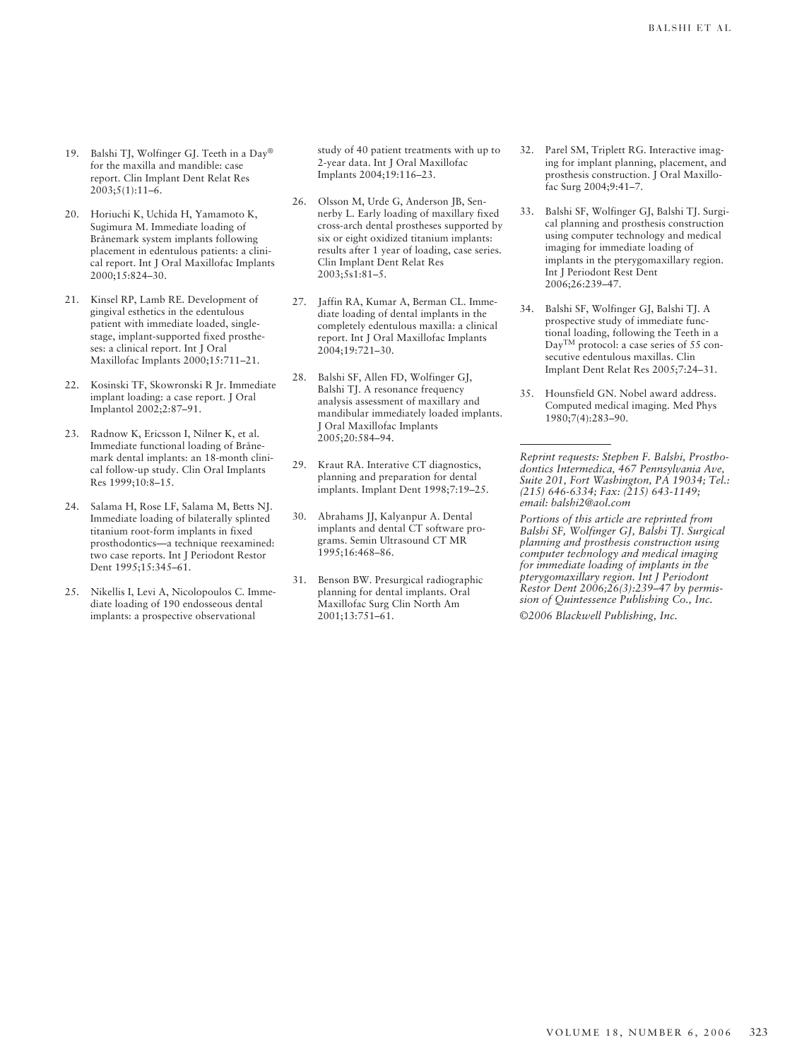19. Balshi TJ, Wolfinger GJ. Teeth in a Day® for the maxilla and mandible: case report. Clin Implant Dent Relat Res 2003;5(1):11–6.

20. Horiuchi K, Uchida H, Yamamoto K, Sugimura M. Immediate loading of Brånemark system implants following placement in edentulous patients: a clinical report. Int J Oral Maxillofac Implants 2000;15:824–30.

21. Kinsel RP, Lamb RE. Development of gingival esthetics in the edentulous patient with immediate loaded, single-stage, implant-supported fixed protheses: a clinical report. Int J Oral Maxillofac Implants 2000;15:711–21.

22. Kosinski TF, Skowronski R Jr. Immediate implant loading: a case report. J Oral Implantol 2002;2:87–91.

23. Radnow K, Ericsson I, Nilner K, et al. Immediate functional loading of Brånemark dental implants: an 18-month clinical follow-up study. Clin Oral Implants Res 1999;10:8–15.

24. Salama H, Rose LF, Salama M, Betts NJ. Immediate loading of bilaterally splinted titanium root-form implants in fixed prosthodontics—a technique reexamined: two case reports. Int J Periodont Restor Dent 1995;15:345–61.

25. Nikellis I, Levi A, Nicolopoulos C. Immediate loading of 190 endosseous dental implants: a prospective observational study of 40 patient treatments with up to 2-year data. Int J Oral Maxillofac Implants 2004;19:116–23.

26. Olsson M, Urde G, Anderson JB, Sennerby L. Early loading of maxillary fixed cross-arch dental prostheses supported by six or eight oxidized titanium implants: results after 1 year of loading, case series. Clin Implant Dent Relat Res 2003;5s1:81–5.

27. Jaffin RA, Kumar A, Berman CL. Immediate loading of dental implants in the completely edentulous maxilla: a clinical report. Int J Oral Maxillofac Implants 2004;19:721–30.

28. Balshi SF, Allen FD, Wolfinger GJ, Balshi TJ. A resonance frequency analysis assessment of maxillary and mandibular immediately loaded implants. J Oral Maxillofac Implants 2005;20:584–94.

29. Kraut RA. Interative CT diagnostics, planning and preparation for dental implants. Implant Dent 1998;7:19–25.

30. Abrahams JJ, Kalyanpur A. Dental implants and dental CT software programs. Semin Ultrasound CT MR 1995;16:468–86.

31. Benson BW. Presurgical radiographic planning for dental implants. Oral Maxillofac Surg Clin North Am 2001;13:751–61.

32. Parel SM, Triplett RG. Interactive imaging for implant planning, placement, and prosthesis construction. J Oral Maxillofac Surg 2004;9:41–7.

33. Balshi SF, Wolfinger GJ, Balshi TJ. Surgical planning and prosthesis construction using computer technology and medical imaging for immediate loading of implants in the pterygomaxillary region. Int J Periodont Rest Dent 2006;26:239–47.

34. Balshi SF, Wolfinger GJ, Balshi TJ. A prospective study of immediate functional loading, following the Teeth in a Day™ protocol: a case series of 55 consecutive edentulous maxillas. Clin Implant Dent Relat Res 2005;7:24–31.

35. Hounsfield GN. Nobel award address. Computed medical imaging. Med Phys 1980;7(4):283–90.

---

*Reprint requests: Stephen F. Balshi, Prosthodontics Intermedica, 467 Pennsylvania Ave, Suite 201, Fort Washington, PA 19034; Tel.: (215) 646-6334; Fax: (215) 643-1149; email: balshi2@aol.com*

*Portions of this article are reprinted from Balshi SF, Wolfinger GJ, Balshi TJ. Surgical planning and prosthesis construction using computer technology and medical imaging for immediate loading of implants in the pterygomaxillary region. Int J Periodont Restor Dent 2006;26(3):239–47 by permission of Quintessence Publishing Co., Inc.*

*©2006 Blackwell Publishing, Inc.*